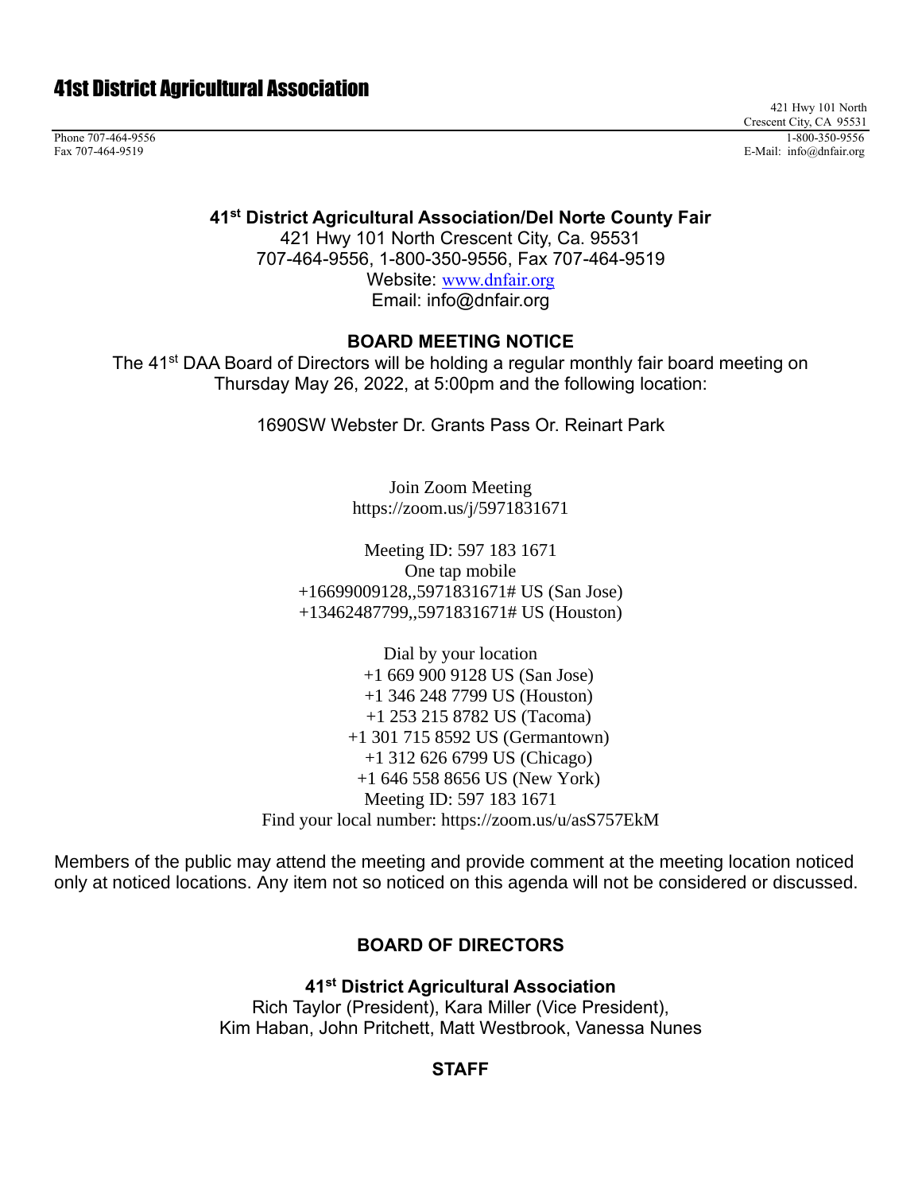# 41st District Agricultural Association

421 Hwy 101 North
Crescent City, CA 95531

Phone 707-464-9556
Fax 707-464-9519

1-800-350-9556
E-Mail: info@dnfair.org

**41st District Agricultural Association/Del Norte County Fair**
421 Hwy 101 North Crescent City, Ca. 95531
707-464-9556, 1-800-350-9556, Fax 707-464-9519
Website: www.dnfair.org
Email: info@dnfair.org

## BOARD MEETING NOTICE

The 41st DAA Board of Directors will be holding a regular monthly fair board meeting on Thursday May 26, 2022, at 5:00pm and the following location:

1690SW Webster Dr. Grants Pass Or. Reinart Park

Join Zoom Meeting
https://zoom.us/j/5971831671

Meeting ID: 597 183 1671
One tap mobile
+16699009128,,5971831671# US (San Jose)
+13462487799,,5971831671# US (Houston)

Dial by your location
+1 669 900 9128 US (San Jose)
+1 346 248 7799 US (Houston)
+1 253 215 8782 US (Tacoma)
+1 301 715 8592 US (Germantown)
+1 312 626 6799 US (Chicago)
+1 646 558 8656 US (New York)
Meeting ID: 597 183 1671
Find your local number: https://zoom.us/u/asS757EkM

Members of the public may attend the meeting and provide comment at the meeting location noticed only at noticed locations. Any item not so noticed on this agenda will not be considered or discussed.

## BOARD OF DIRECTORS

**41st District Agricultural Association**
Rich Taylor (President), Kara Miller (Vice President),
Kim Haban, John Pritchett, Matt Westbrook, Vanessa Nunes

## STAFF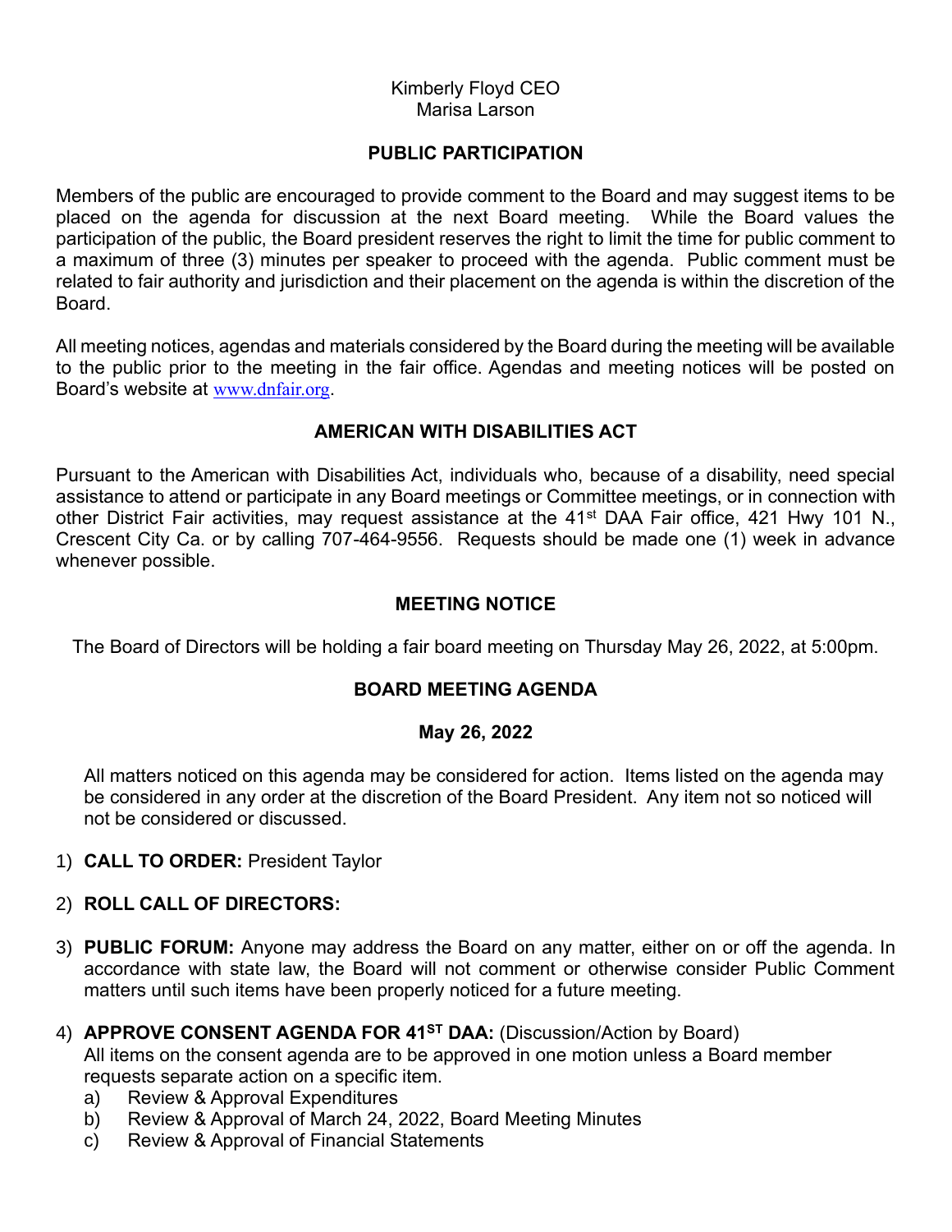Kimberly Floyd CEO
Marisa Larson

## PUBLIC PARTICIPATION

Members of the public are encouraged to provide comment to the Board and may suggest items to be placed on the agenda for discussion at the next Board meeting. While the Board values the participation of the public, the Board president reserves the right to limit the time for public comment to a maximum of three (3) minutes per speaker to proceed with the agenda. Public comment must be related to fair authority and jurisdiction and their placement on the agenda is within the discretion of the Board.

All meeting notices, agendas and materials considered by the Board during the meeting will be available to the public prior to the meeting in the fair office. Agendas and meeting notices will be posted on Board's website at www.dnfair.org.

## AMERICAN WITH DISABILITIES ACT

Pursuant to the American with Disabilities Act, individuals who, because of a disability, need special assistance to attend or participate in any Board meetings or Committee meetings, or in connection with other District Fair activities, may request assistance at the 41st DAA Fair office, 421 Hwy 101 N., Crescent City Ca. or by calling 707-464-9556. Requests should be made one (1) week in advance whenever possible.

## MEETING NOTICE

The Board of Directors will be holding a fair board meeting on Thursday May 26, 2022, at 5:00pm.

## BOARD MEETING AGENDA

**May 26, 2022**

All matters noticed on this agenda may be considered for action. Items listed on the agenda may be considered in any order at the discretion of the Board President. Any item not so noticed will not be considered or discussed.

1) **CALL TO ORDER:** President Taylor

2) **ROLL CALL OF DIRECTORS:**

3) **PUBLIC FORUM:** Anyone may address the Board on any matter, either on or off the agenda. In accordance with state law, the Board will not comment or otherwise consider Public Comment matters until such items have been properly noticed for a future meeting.

4) **APPROVE CONSENT AGENDA FOR 41ST DAA:** (Discussion/Action by Board)
   All items on the consent agenda are to be approved in one motion unless a Board member requests separate action on a specific item.
   a) Review & Approval Expenditures
   b) Review & Approval of March 24, 2022, Board Meeting Minutes
   c) Review & Approval of Financial Statements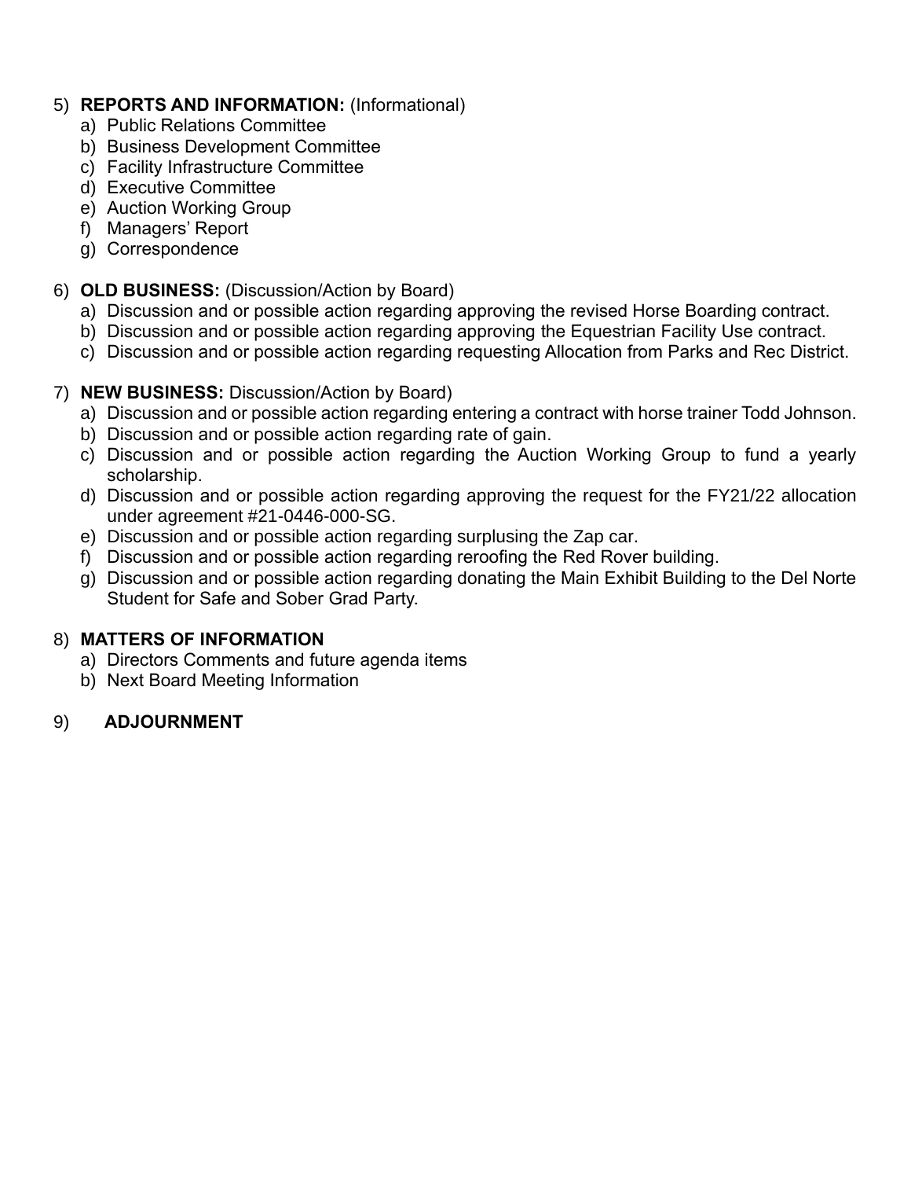5) **REPORTS AND INFORMATION:** (Informational)
   a) Public Relations Committee
   b) Business Development Committee
   c) Facility Infrastructure Committee
   d) Executive Committee
   e) Auction Working Group
   f) Managers' Report
   g) Correspondence

6) **OLD BUSINESS:** (Discussion/Action by Board)
   a) Discussion and or possible action regarding approving the revised Horse Boarding contract.
   b) Discussion and or possible action regarding approving the Equestrian Facility Use contract.
   c) Discussion and or possible action regarding requesting Allocation from Parks and Rec District.

7) **NEW BUSINESS:** Discussion/Action by Board)
   a) Discussion and or possible action regarding entering a contract with horse trainer Todd Johnson.
   b) Discussion and or possible action regarding rate of gain.
   c) Discussion and or possible action regarding the Auction Working Group to fund a yearly scholarship.
   d) Discussion and or possible action regarding approving the request for the FY21/22 allocation under agreement #21-0446-000-SG.
   e) Discussion and or possible action regarding surplusing the Zap car.
   f) Discussion and or possible action regarding reroofing the Red Rover building.
   g) Discussion and or possible action regarding donating the Main Exhibit Building to the Del Norte Student for Safe and Sober Grad Party.

8) **MATTERS OF INFORMATION**
   a) Directors Comments and future agenda items
   b) Next Board Meeting Information

9) **ADJOURNMENT**